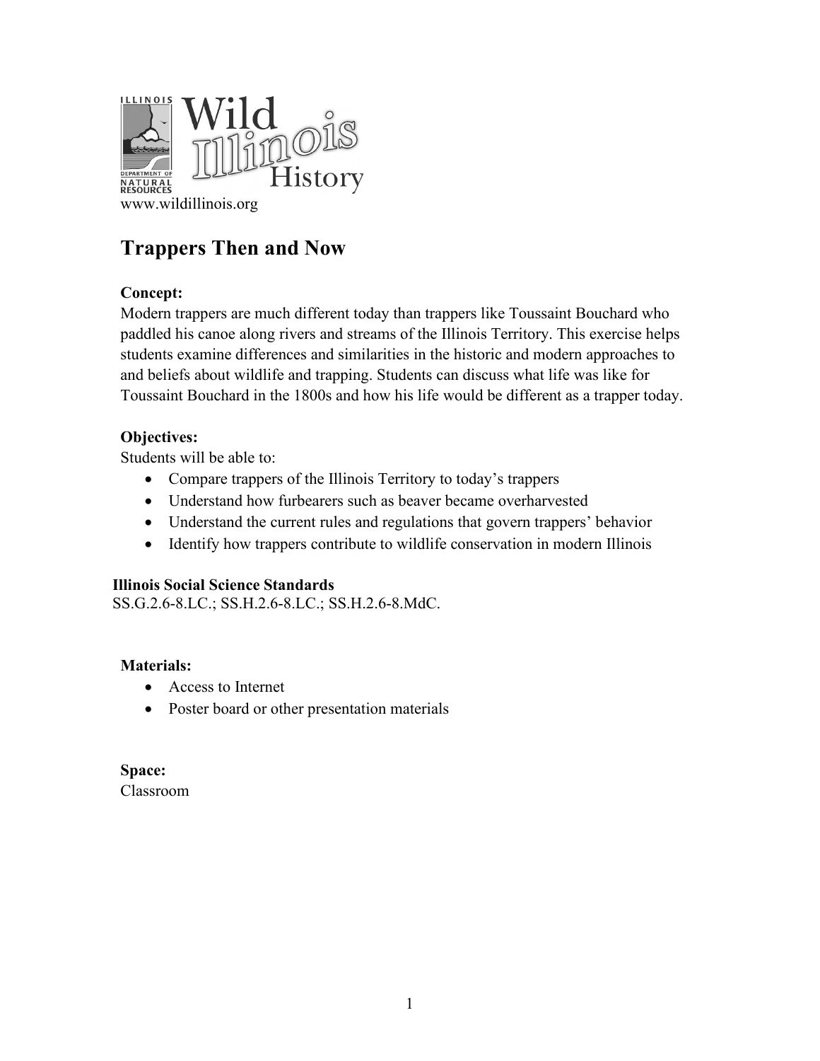www.wildillinois.org

# Trappers Then and Now

**Concept:**
Modern trappers are much different today than trappers like Toussaint Bouchard who paddled his canoe along rivers and streams of the Illinois Territory. This exercise helps students examine differences and similarities in the historic and modern approaches to and beliefs about wildlife and trapping. Students can discuss what life was like for Toussaint Bouchard in the 1800s and how his life would be different as a trapper today.

**Objectives:**
Students will be able to:

- Compare trappers of the Illinois Territory to today's trappers
- Understand how furbearers such as beaver became overharvested
- Understand the current rules and regulations that govern trappers' behavior
- Identify how trappers contribute to wildlife conservation in modern Illinois

**Illinois Social Science Standards**
SS.G.2.6-8.LC.; SS.H.2.6-8.LC.; SS.H.2.6-8.MdC.

**Materials:**

- Access to Internet
- Poster board or other presentation materials

**Space:**
Classroom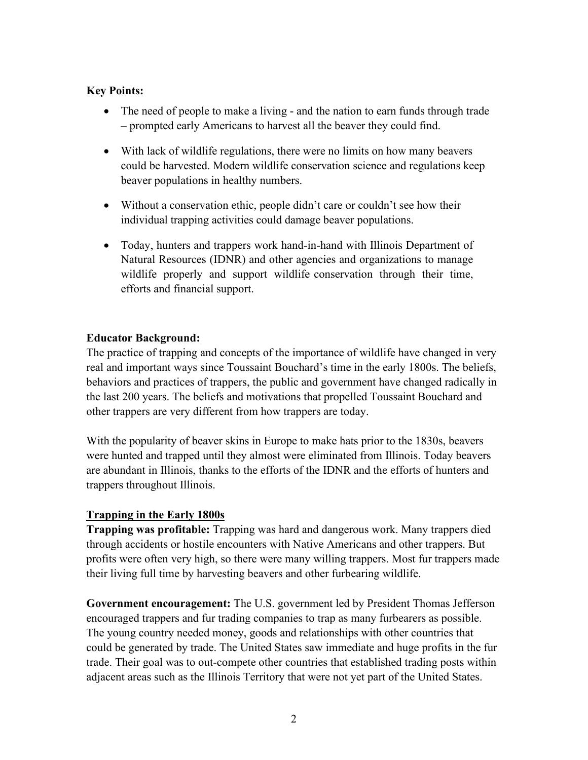**Key Points:**

- The need of people to make a living - and the nation to earn funds through trade – prompted early Americans to harvest all the beaver they could find.
- With lack of wildlife regulations, there were no limits on how many beavers could be harvested. Modern wildlife conservation science and regulations keep beaver populations in healthy numbers.
- Without a conservation ethic, people didn't care or couldn't see how their individual trapping activities could damage beaver populations.
- Today, hunters and trappers work hand-in-hand with Illinois Department of Natural Resources (IDNR) and other agencies and organizations to manage wildlife properly and support wildlife conservation through their time, efforts and financial support.

**Educator Background:**

The practice of trapping and concepts of the importance of wildlife have changed in very real and important ways since Toussaint Bouchard's time in the early 1800s. The beliefs, behaviors and practices of trappers, the public and government have changed radically in the last 200 years. The beliefs and motivations that propelled Toussaint Bouchard and other trappers are very different from how trappers are today.

With the popularity of beaver skins in Europe to make hats prior to the 1830s, beavers were hunted and trapped until they almost were eliminated from Illinois. Today beavers are abundant in Illinois, thanks to the efforts of the IDNR and the efforts of hunters and trappers throughout Illinois.

**<u>Trapping in the Early 1800s</u>**

**Trapping was profitable:** Trapping was hard and dangerous work. Many trappers died through accidents or hostile encounters with Native Americans and other trappers. But profits were often very high, so there were many willing trappers. Most fur trappers made their living full time by harvesting beavers and other furbearing wildlife.

**Government encouragement:** The U.S. government led by President Thomas Jefferson encouraged trappers and fur trading companies to trap as many furbearers as possible. The young country needed money, goods and relationships with other countries that could be generated by trade. The United States saw immediate and huge profits in the fur trade. Their goal was to out-compete other countries that established trading posts within adjacent areas such as the Illinois Territory that were not yet part of the United States.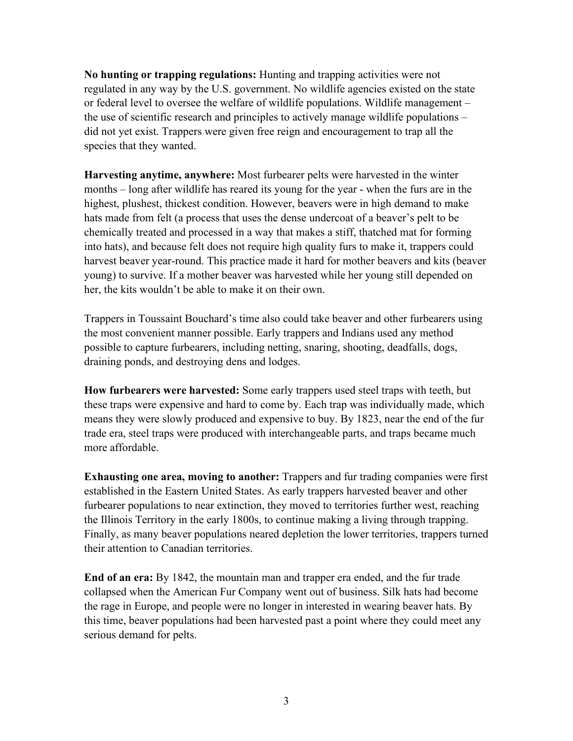**No hunting or trapping regulations:** Hunting and trapping activities were not regulated in any way by the U.S. government. No wildlife agencies existed on the state or federal level to oversee the welfare of wildlife populations. Wildlife management – the use of scientific research and principles to actively manage wildlife populations – did not yet exist. Trappers were given free reign and encouragement to trap all the species that they wanted.

**Harvesting anytime, anywhere:** Most furbearer pelts were harvested in the winter months – long after wildlife has reared its young for the year - when the furs are in the highest, plushest, thickest condition. However, beavers were in high demand to make hats made from felt (a process that uses the dense undercoat of a beaver's pelt to be chemically treated and processed in a way that makes a stiff, thatched mat for forming into hats), and because felt does not require high quality furs to make it, trappers could harvest beaver year-round. This practice made it hard for mother beavers and kits (beaver young) to survive. If a mother beaver was harvested while her young still depended on her, the kits wouldn't be able to make it on their own.

Trappers in Toussaint Bouchard's time also could take beaver and other furbearers using the most convenient manner possible. Early trappers and Indians used any method possible to capture furbearers, including netting, snaring, shooting, deadfalls, dogs, draining ponds, and destroying dens and lodges.

**How furbearers were harvested:** Some early trappers used steel traps with teeth, but these traps were expensive and hard to come by. Each trap was individually made, which means they were slowly produced and expensive to buy. By 1823, near the end of the fur trade era, steel traps were produced with interchangeable parts, and traps became much more affordable.

**Exhausting one area, moving to another:** Trappers and fur trading companies were first established in the Eastern United States. As early trappers harvested beaver and other furbearer populations to near extinction, they moved to territories further west, reaching the Illinois Territory in the early 1800s, to continue making a living through trapping. Finally, as many beaver populations neared depletion the lower territories, trappers turned their attention to Canadian territories.

**End of an era:** By 1842, the mountain man and trapper era ended, and the fur trade collapsed when the American Fur Company went out of business. Silk hats had become the rage in Europe, and people were no longer in interested in wearing beaver hats. By this time, beaver populations had been harvested past a point where they could meet any serious demand for pelts.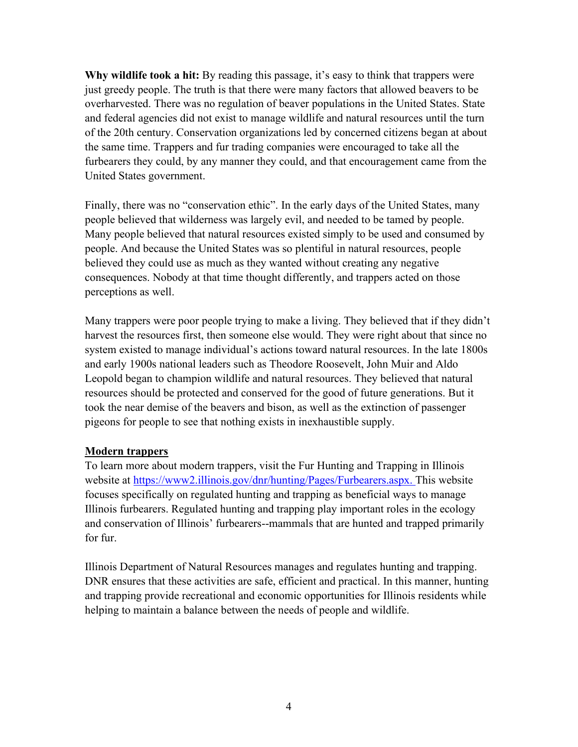**Why wildlife took a hit:** By reading this passage, it's easy to think that trappers were just greedy people. The truth is that there were many factors that allowed beavers to be overharvested. There was no regulation of beaver populations in the United States. State and federal agencies did not exist to manage wildlife and natural resources until the turn of the 20th century. Conservation organizations led by concerned citizens began at about the same time. Trappers and fur trading companies were encouraged to take all the furbearers they could, by any manner they could, and that encouragement came from the United States government.

Finally, there was no "conservation ethic". In the early days of the United States, many people believed that wilderness was largely evil, and needed to be tamed by people. Many people believed that natural resources existed simply to be used and consumed by people. And because the United States was so plentiful in natural resources, people believed they could use as much as they wanted without creating any negative consequences. Nobody at that time thought differently, and trappers acted on those perceptions as well.

Many trappers were poor people trying to make a living. They believed that if they didn't harvest the resources first, then someone else would. They were right about that since no system existed to manage individual's actions toward natural resources. In the late 1800s and early 1900s national leaders such as Theodore Roosevelt, John Muir and Aldo Leopold began to champion wildlife and natural resources. They believed that natural resources should be protected and conserved for the good of future generations. But it took the near demise of the beavers and bison, as well as the extinction of passenger pigeons for people to see that nothing exists in inexhaustible supply.

## Modern trappers

To learn more about modern trappers, visit the Fur Hunting and Trapping in Illinois website at [https://www2.illinois.gov/dnr/hunting/Pages/Furbearers.aspx.](https://www2.illinois.gov/dnr/hunting/Pages/Furbearers.aspx) This website focuses specifically on regulated hunting and trapping as beneficial ways to manage Illinois furbearers. Regulated hunting and trapping play important roles in the ecology and conservation of Illinois' furbearers--mammals that are hunted and trapped primarily for fur.

Illinois Department of Natural Resources manages and regulates hunting and trapping. DNR ensures that these activities are safe, efficient and practical. In this manner, hunting and trapping provide recreational and economic opportunities for Illinois residents while helping to maintain a balance between the needs of people and wildlife.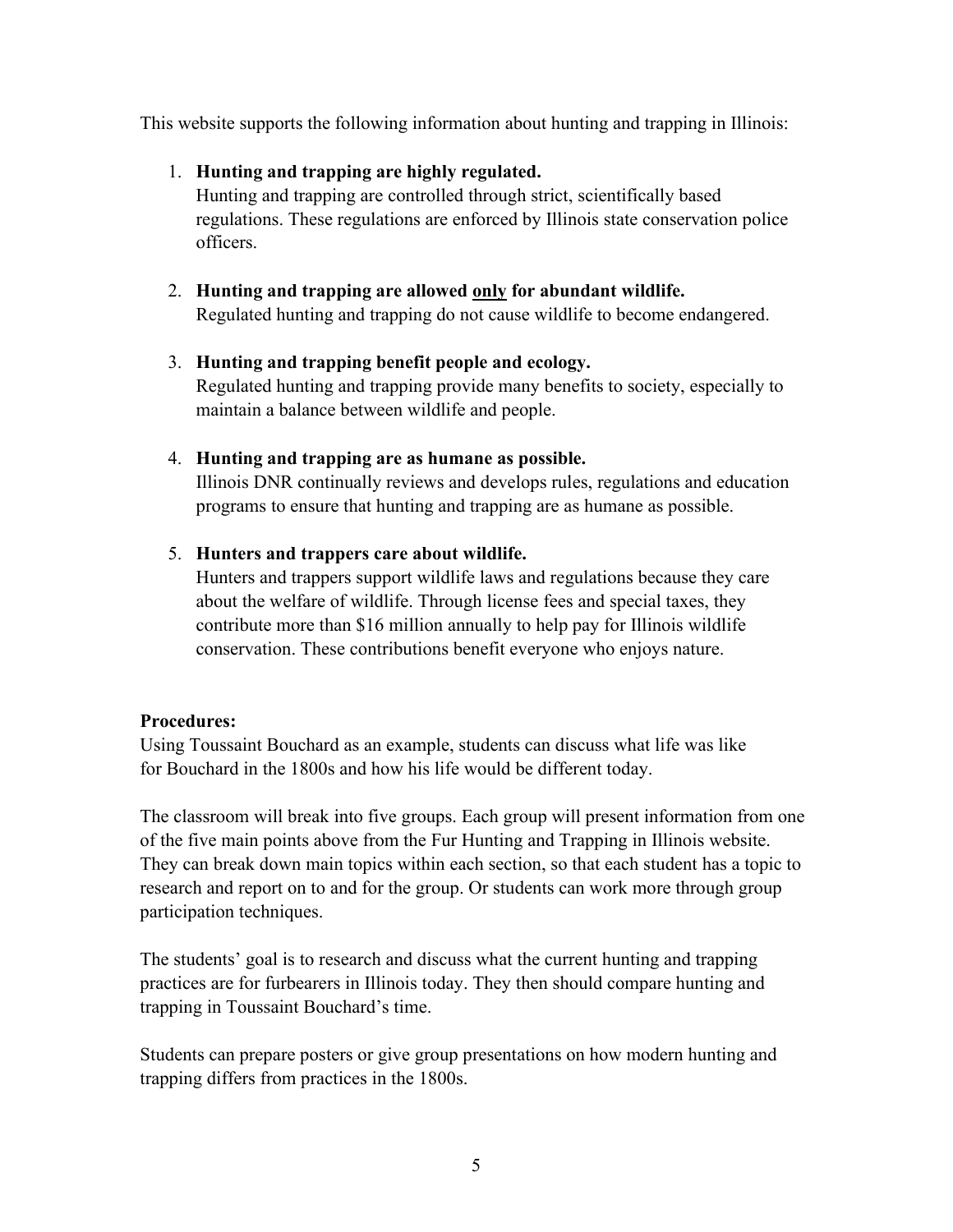This website supports the following information about hunting and trapping in Illinois:

1. **Hunting and trapping are highly regulated.**
   Hunting and trapping are controlled through strict, scientifically based regulations. These regulations are enforced by Illinois state conservation police officers.

2. **Hunting and trapping are allowed <u>only</u> for abundant wildlife.**
   Regulated hunting and trapping do not cause wildlife to become endangered.

3. **Hunting and trapping benefit people and ecology.**
   Regulated hunting and trapping provide many benefits to society, especially to maintain a balance between wildlife and people.

4. **Hunting and trapping are as humane as possible.**
   Illinois DNR continually reviews and develops rules, regulations and education programs to ensure that hunting and trapping are as humane as possible.

5. **Hunters and trappers care about wildlife.**
   Hunters and trappers support wildlife laws and regulations because they care about the welfare of wildlife. Through license fees and special taxes, they contribute more than $16 million annually to help pay for Illinois wildlife conservation. These contributions benefit everyone who enjoys nature.

**Procedures:**

Using Toussaint Bouchard as an example, students can discuss what life was like for Bouchard in the 1800s and how his life would be different today.

The classroom will break into five groups. Each group will present information from one of the five main points above from the Fur Hunting and Trapping in Illinois website. They can break down main topics within each section, so that each student has a topic to research and report on to and for the group. Or students can work more through group participation techniques.

The students' goal is to research and discuss what the current hunting and trapping practices are for furbearers in Illinois today. They then should compare hunting and trapping in Toussaint Bouchard's time.

Students can prepare posters or give group presentations on how modern hunting and trapping differs from practices in the 1800s.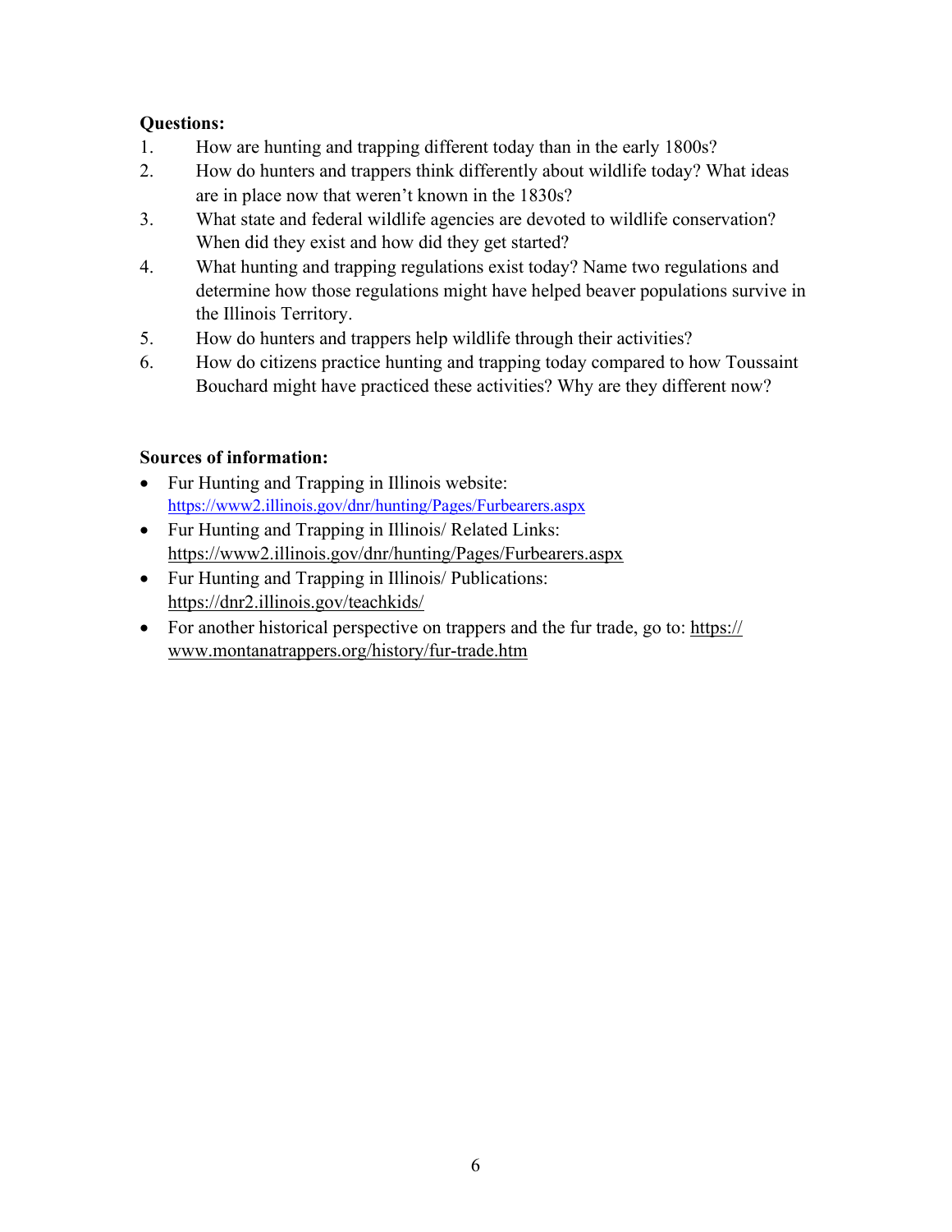**Questions:**

1. How are hunting and trapping different today than in the early 1800s?
2. How do hunters and trappers think differently about wildlife today? What ideas are in place now that weren't known in the 1830s?
3. What state and federal wildlife agencies are devoted to wildlife conservation? When did they exist and how did they get started?
4. What hunting and trapping regulations exist today? Name two regulations and determine how those regulations might have helped beaver populations survive in the Illinois Territory.
5. How do hunters and trappers help wildlife through their activities?
6. How do citizens practice hunting and trapping today compared to how Toussaint Bouchard might have practiced these activities? Why are they different now?

**Sources of information:**

- Fur Hunting and Trapping in Illinois website: https://www2.illinois.gov/dnr/hunting/Pages/Furbearers.aspx
- Fur Hunting and Trapping in Illinois/ Related Links: https://www2.illinois.gov/dnr/hunting/Pages/Furbearers.aspx
- Fur Hunting and Trapping in Illinois/ Publications: https://dnr2.illinois.gov/teachkids/
- For another historical perspective on trappers and the fur trade, go to: https://www.montanatrappers.org/history/fur-trade.htm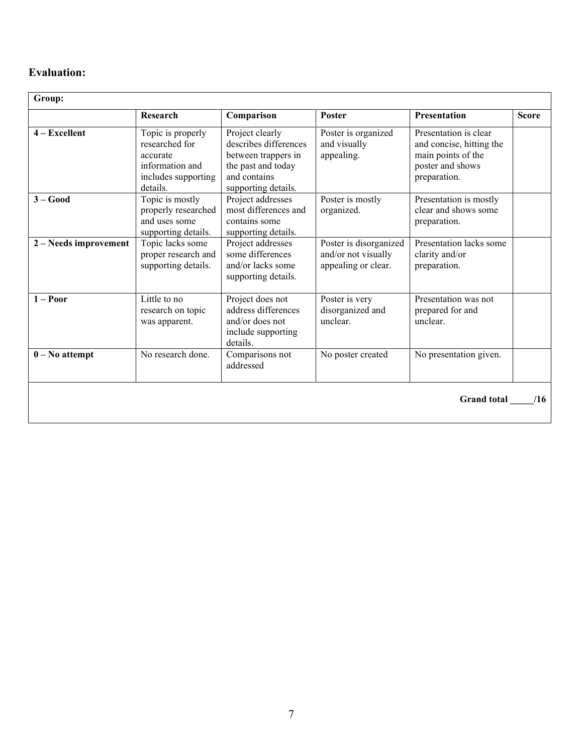**Evaluation:**

| Group: | | | | | |
|---|---|---|---|---|---|
| | **Research** | **Comparison** | **Poster** | **Presentation** | **Score** |
| **4 – Excellent** | Topic is properly researched for accurate information and includes supporting details. | Project clearly describes differences between trappers in the past and today and contains supporting details. | Poster is organized and visually appealing. | Presentation is clear and concise, hitting the main points of the poster and shows preparation. | |
| **3 – Good** | Topic is mostly properly researched and uses some supporting details. | Project addresses most differences and contains some supporting details. | Poster is mostly organized. | Presentation is mostly clear and shows some preparation. | |
| **2 – Needs improvement** | Topic lacks some proper research and supporting details. | Project addresses some differences and/or lacks some supporting details. | Poster is disorganized and/or not visually appealing or clear. | Presentation lacks some clarity and/or preparation. | |
| **1 – Poor** | Little to no research on topic was apparent. | Project does not address differences and/or does not include supporting details. | Poster is very disorganized and unclear. | Presentation was not prepared for and unclear. | |
| **0 – No attempt** | No research done. | Comparisons not addressed | No poster created | No presentation given. | |
| | | | | | **Grand total _____/16** |